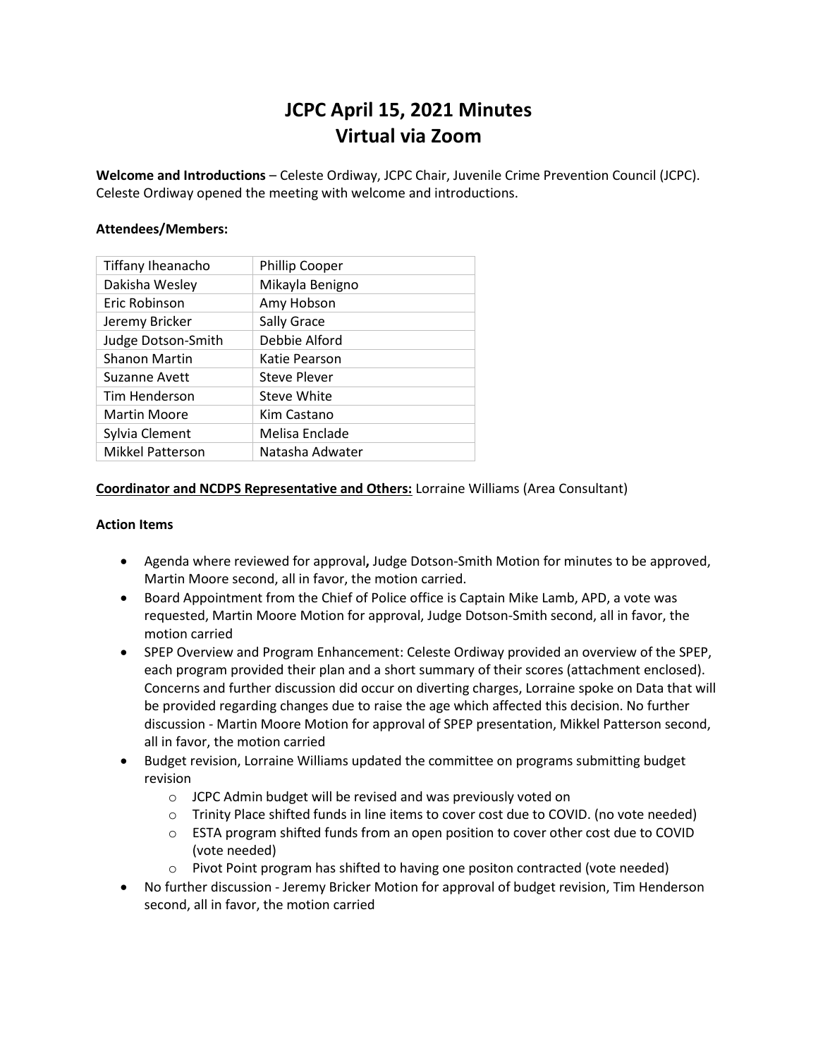# JCPC April 15, 2021 Minutes
# Virtual via Zoom

**Welcome and Introductions** – Celeste Ordiway, JCPC Chair, Juvenile Crime Prevention Council (JCPC). Celeste Ordiway opened the meeting with welcome and introductions.

**Attendees/Members:**

| | |
|---|---|
| Tiffany Iheanacho | Phillip Cooper |
| Dakisha Wesley | Mikayla Benigno |
| Eric Robinson | Amy Hobson |
| Jeremy Bricker | Sally Grace |
| Judge Dotson-Smith | Debbie Alford |
| Shanon Martin | Katie Pearson |
| Suzanne Avett | Steve Plever |
| Tim Henderson | Steve White |
| Martin Moore | Kim Castano |
| Sylvia Clement | Melisa Enclade |
| Mikkel Patterson | Natasha Adwater |

**Coordinator and NCDPS Representative and Others:** Lorraine Williams (Area Consultant)

**Action Items**

- Agenda where reviewed for approval**,** Judge Dotson-Smith Motion for minutes to be approved, Martin Moore second, all in favor, the motion carried.
- Board Appointment from the Chief of Police office is Captain Mike Lamb, APD, a vote was requested, Martin Moore Motion for approval, Judge Dotson-Smith second, all in favor, the motion carried
- SPEP Overview and Program Enhancement: Celeste Ordiway provided an overview of the SPEP, each program provided their plan and a short summary of their scores (attachment enclosed). Concerns and further discussion did occur on diverting charges, Lorraine spoke on Data that will be provided regarding changes due to raise the age which affected this decision. No further discussion - Martin Moore Motion for approval of SPEP presentation, Mikkel Patterson second, all in favor, the motion carried
- Budget revision, Lorraine Williams updated the committee on programs submitting budget revision
  - JCPC Admin budget will be revised and was previously voted on
  - Trinity Place shifted funds in line items to cover cost due to COVID. (no vote needed)
  - ESTA program shifted funds from an open position to cover other cost due to COVID (vote needed)
  - Pivot Point program has shifted to having one positon contracted (vote needed)
- No further discussion - Jeremy Bricker Motion for approval of budget revision, Tim Henderson second, all in favor, the motion carried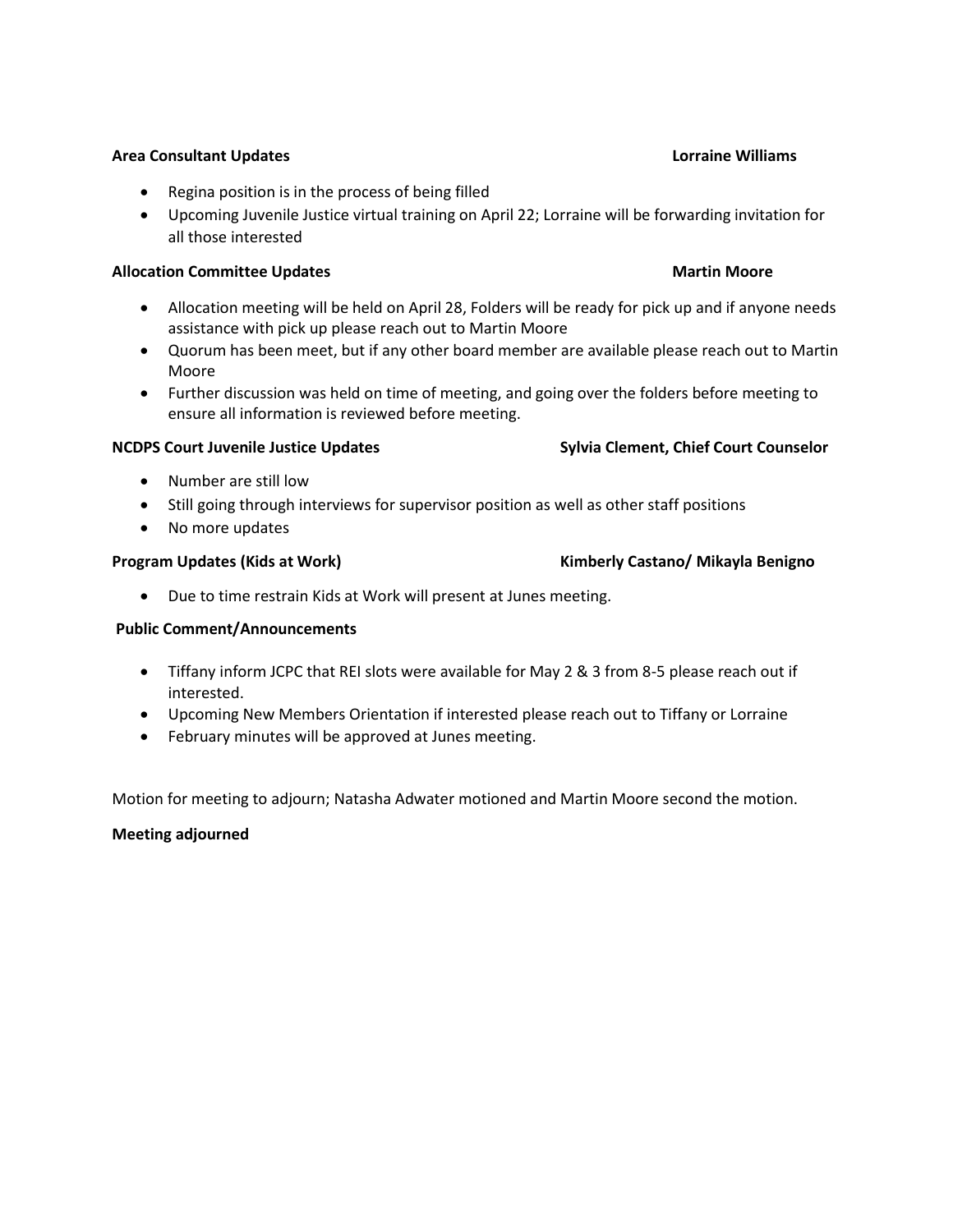**Area Consultant Updates** **Lorraine Williams**

- Regina position is in the process of being filled
- Upcoming Juvenile Justice virtual training on April 22; Lorraine will be forwarding invitation for all those interested

**Allocation Committee Updates** **Martin Moore**

- Allocation meeting will be held on April 28, Folders will be ready for pick up and if anyone needs assistance with pick up please reach out to Martin Moore
- Quorum has been meet, but if any other board member are available please reach out to Martin Moore
- Further discussion was held on time of meeting, and going over the folders before meeting to ensure all information is reviewed before meeting.

**NCDPS Court Juvenile Justice Updates** **Sylvia Clement, Chief Court Counselor**

- Number are still low
- Still going through interviews for supervisor position as well as other staff positions
- No more updates

**Program Updates (Kids at Work)** **Kimberly Castano/ Mikayla Benigno**

- Due to time restrain Kids at Work will present at Junes meeting.

**Public Comment/Announcements**

- Tiffany inform JCPC that REI slots were available for May 2 & 3 from 8-5 please reach out if interested.
- Upcoming New Members Orientation if interested please reach out to Tiffany or Lorraine
- February minutes will be approved at Junes meeting.

Motion for meeting to adjourn; Natasha Adwater motioned and Martin Moore second the motion.

**Meeting adjourned**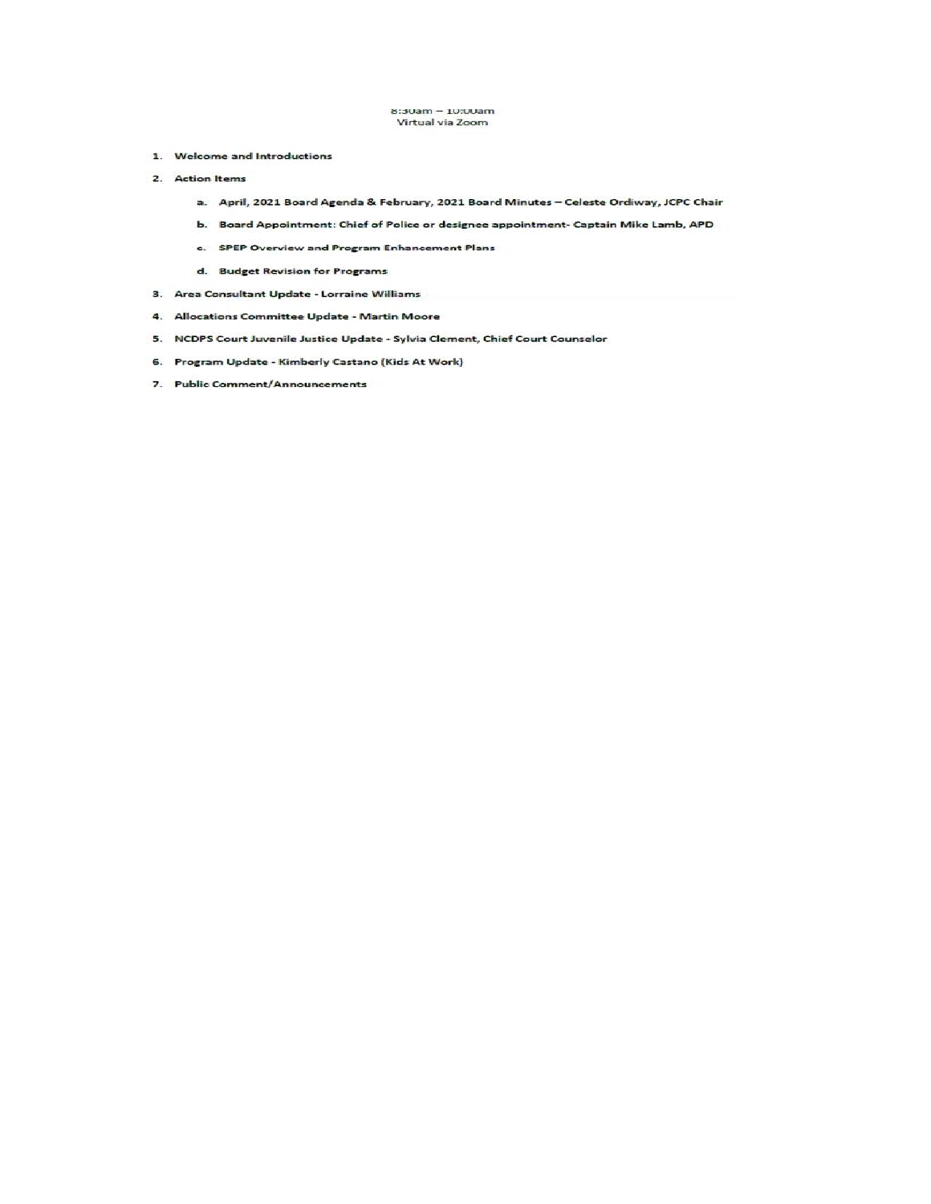8:30am – 10:00am
Virtual via Zoom

1. **Welcome and Introductions**
2. **Action Items**
   a. **April, 2021 Board Agenda & February, 2021 Board Minutes – Celeste Ordiway, JCPC Chair**
   b. **Board Appointment: Chief of Police or designee appointment- Captain Mike Lamb, APD**
   c. **SPEP Overview and Program Enhancement Plans**
   d. **Budget Revision for Programs**
3. **Area Consultant Update - Lorraine Williams**
4. **Allocations Committee Update - Martin Moore**
5. **NCDPS Court Juvenile Justice Update - Sylvia Clement, Chief Court Counselor**
6. **Program Update - Kimberly Castano (Kids At Work)**
7. **Public Comment/Announcements**